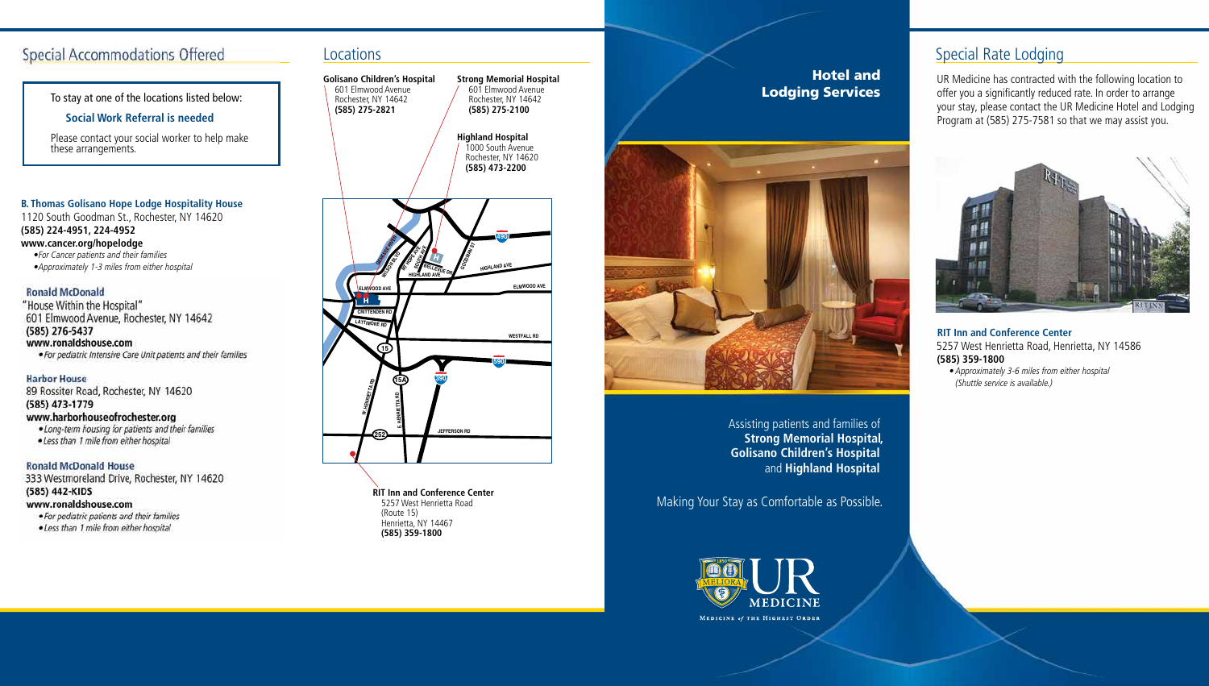## Special Accommodations Offered

To stay at one of the locations listed below:

**Social Work Referral is needed**

Please contact your social worker to help make these arrangements.

**B. Thomas Golisano Hope Lodge Hospitality House**
1120 South Goodman St., Rochester, NY 14620
**(585) 224-4951, 224-4952**
**www.cancer.org/hopelodge**

- *For Cancer patients and their families*
- *Approximately 1-3 miles from either hospital*

**Ronald McDonald**
"House Within the Hospital"
601 Elmwood Avenue, Rochester, NY 14642
**(585) 276-5437**
**www.ronaldshouse.com**

- *For pediatric Intensive Care Unit patients and their families*

**Harbor House**
89 Rossiter Road, Rochester, NY 14620
**(585) 473-1779**
**www.harborhouseofrochester.org**

- *Long-term housing for patients and their families*
- *Less than 1 mile from either hospital*

**Ronald McDonald House**
333 Westmoreland Drive, Rochester, NY 14620
**(585) 442-KIDS**
**www.ronaldshouse.com**

- *For pediatric patients and their families*
- *Less than 1 mile from either hospital*

## Locations

**Golisano Children's Hospital**
601 Elmwood Avenue
Rochester, NY 14642
**(585) 275-2821**

**Strong Memorial Hospital**
601 Elmwood Avenue
Rochester, NY 14642
**(585) 275-2100**

**Highland Hospital**
1000 South Avenue
Rochester, NY 14620
**(585) 473-2200**

**RIT Inn and Conference Center**
5257 West Henrietta Road
(Route 15)
Henrietta, NY 14467
**(585) 359-1800**

# Hotel and Lodging Services

Assisting patients and families of **Strong Memorial Hospital, Golisano Children's Hospital** and **Highland Hospital**

Making Your Stay as Comfortable as Possible.

UR MEDICINE
Medicine *of* the Highest Order

## Special Rate Lodging

UR Medicine has contracted with the following location to offer you a significantly reduced rate. In order to arrange your stay, please contact the UR Medicine Hotel and Lodging Program at (585) 275-7581 so that we may assist you.

**RIT Inn and Conference Center**
5257 West Henrietta Road, Henrietta, NY 14586
**(585) 359-1800**

- *Approximately 3-6 miles from either hospital (Shuttle service is available.)*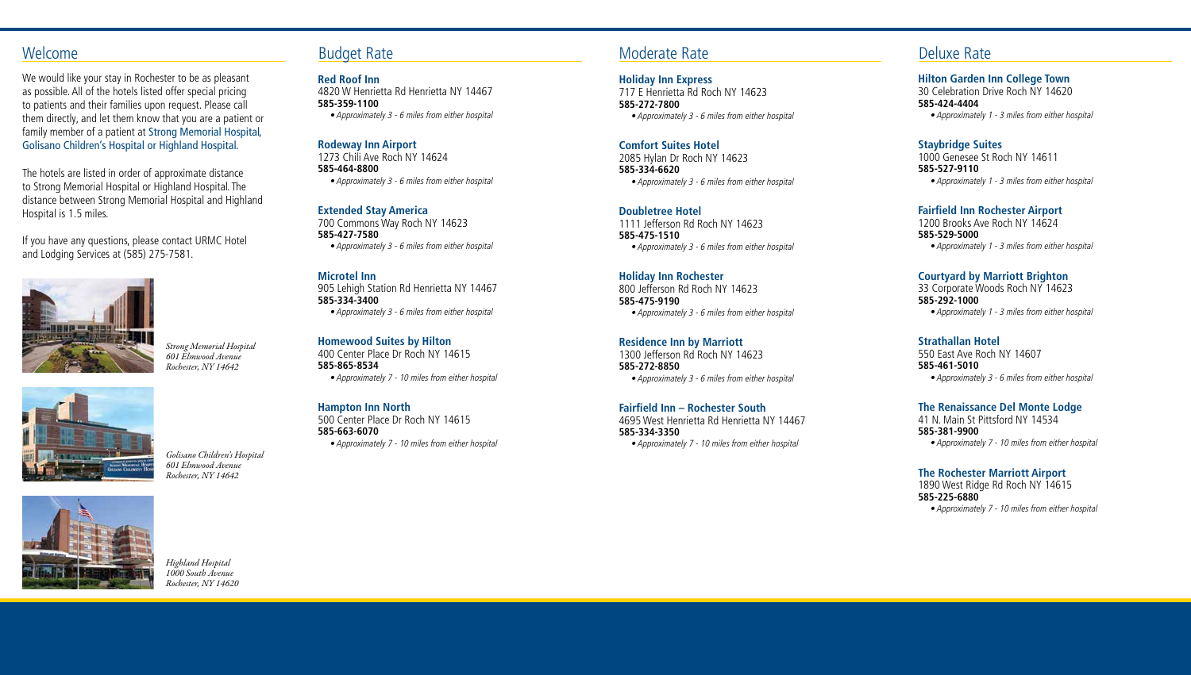## Welcome

We would like your stay in Rochester to be as pleasant as possible. All of the hotels listed offer special pricing to patients and their families upon request. Please call them directly, and let them know that you are a patient or family member of a patient at Strong Memorial Hospital, Golisano Children's Hospital or Highland Hospital.

The hotels are listed in order of approximate distance to Strong Memorial Hospital or Highland Hospital. The distance between Strong Memorial Hospital and Highland Hospital is 1.5 miles.

If you have any questions, please contact URMC Hotel and Lodging Services at (585) 275-7581.

*Strong Memorial Hospital*
*601 Elmwood Avenue*
*Rochester, NY 14642*

*Golisano Children's Hospital*
*601 Elmwood Avenue*
*Rochester, NY 14642*

*Highland Hospital*
*1000 South Avenue*
*Rochester, NY 14620*

## Budget Rate

**Red Roof Inn**
4820 W Henrietta Rd Henrietta NY 14467
**585-359-1100**
- *Approximately 3 - 6 miles from either hospital*

**Rodeway Inn Airport**
1273 Chili Ave Roch NY 14624
**585-464-8800**
- *Approximately 3 - 6 miles from either hospital*

**Extended Stay America**
700 Commons Way Roch NY 14623
**585-427-7580**
- *Approximately 3 - 6 miles from either hospital*

**Microtel Inn**
905 Lehigh Station Rd Henrietta NY 14467
**585-334-3400**
- *Approximately 3 - 6 miles from either hospital*

**Homewood Suites by Hilton**
400 Center Place Dr Roch NY 14615
**585-865-8534**
- *Approximately 7 - 10 miles from either hospital*

**Hampton Inn North**
500 Center Place Dr Roch NY 14615
**585-663-6070**
- *Approximately 7 - 10 miles from either hospital*

## Moderate Rate

**Holiday Inn Express**
717 E Henrietta Rd Roch NY 14623
**585-272-7800**
- *Approximately 3 - 6 miles from either hospital*

**Comfort Suites Hotel**
2085 Hylan Dr Roch NY 14623
**585-334-6620**
- *Approximately 3 - 6 miles from either hospital*

**Doubletree Hotel**
1111 Jefferson Rd Roch NY 14623
**585-475-1510**
- *Approximately 3 - 6 miles from either hospital*

**Holiday Inn Rochester**
800 Jefferson Rd Roch NY 14623
**585-475-9190**
- *Approximately 3 - 6 miles from either hospital*

**Residence Inn by Marriott**
1300 Jefferson Rd Roch NY 14623
**585-272-8850**
- *Approximately 3 - 6 miles from either hospital*

**Fairfield Inn – Rochester South**
4695 West Henrietta Rd Henrietta NY 14467
**585-334-3350**
- *Approximately 7 - 10 miles from either hospital*

## Deluxe Rate

**Hilton Garden Inn College Town**
30 Celebration Drive Roch NY 14620
**585-424-4404**
- *Approximately 1 - 3 miles from either hospital*

**Staybridge Suites**
1000 Genesee St Roch NY 14611
**585-527-9110**
- *Approximately 1 - 3 miles from either hospital*

**Fairfield Inn Rochester Airport**
1200 Brooks Ave Roch NY 14624
**585-529-5000**
- *Approximately 1 - 3 miles from either hospital*

**Courtyard by Marriott Brighton**
33 Corporate Woods Roch NY 14623
**585-292-1000**
- *Approximately 1 - 3 miles from either hospital*

**Strathallan Hotel**
550 East Ave Roch NY 14607
**585-461-5010**
- *Approximately 3 - 6 miles from either hospital*

**The Renaissance Del Monte Lodge**
41 N. Main St Pittsford NY 14534
**585-381-9900**
- *Approximately 7 - 10 miles from either hospital*

**The Rochester Marriott Airport**
1890 West Ridge Rd Roch NY 14615
**585-225-6880**
- *Approximately 7 - 10 miles from either hospital*